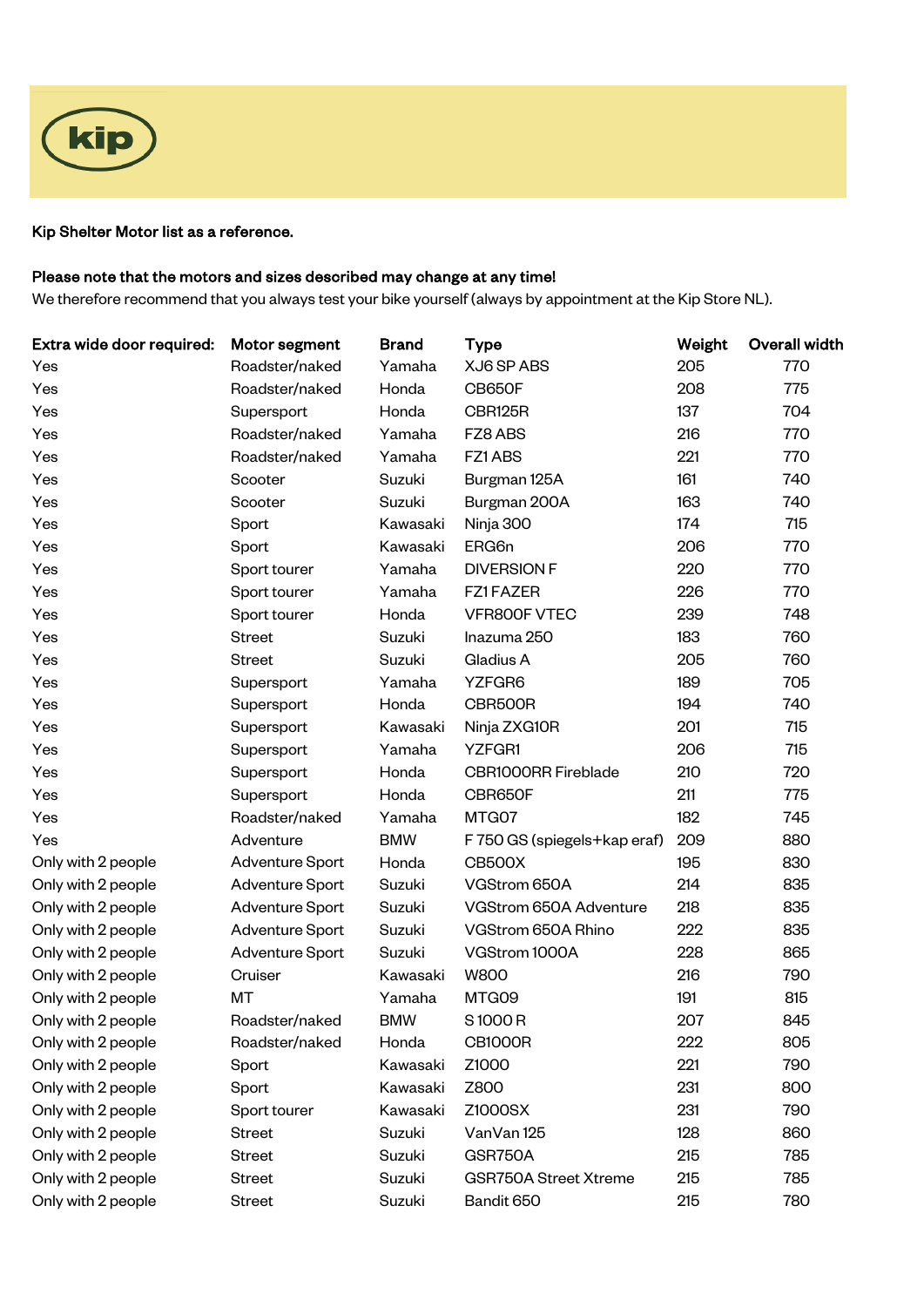kip

**Kip Shelter Motor list as a reference.**

**Please note that the motors and sizes described may change at any time!**
We therefore recommend that you always test your bike yourself (always by appointment at the Kip Store NL).

| Extra wide door required: | Motor segment | Brand | Type | Weight | Overall width |
|---|---|---|---|---|---|
| Yes | Roadster/naked | Yamaha | XJ6 SP ABS | 205 | 770 |
| Yes | Roadster/naked | Honda | CB650F | 208 | 775 |
| Yes | Supersport | Honda | CBR125R | 137 | 704 |
| Yes | Roadster/naked | Yamaha | FZ8 ABS | 216 | 770 |
| Yes | Roadster/naked | Yamaha | FZ1 ABS | 221 | 770 |
| Yes | Scooter | Suzuki | Burgman 125A | 161 | 740 |
| Yes | Scooter | Suzuki | Burgman 200A | 163 | 740 |
| Yes | Sport | Kawasaki | Ninja 300 | 174 | 715 |
| Yes | Sport | Kawasaki | ERG6n | 206 | 770 |
| Yes | Sport tourer | Yamaha | DIVERSION F | 220 | 770 |
| Yes | Sport tourer | Yamaha | FZ1 FAZER | 226 | 770 |
| Yes | Sport tourer | Honda | VFR800F VTEC | 239 | 748 |
| Yes | Street | Suzuki | Inazuma 250 | 183 | 760 |
| Yes | Street | Suzuki | Gladius A | 205 | 760 |
| Yes | Supersport | Yamaha | YZFGR6 | 189 | 705 |
| Yes | Supersport | Honda | CBR500R | 194 | 740 |
| Yes | Supersport | Kawasaki | Ninja ZXG10R | 201 | 715 |
| Yes | Supersport | Yamaha | YZFGR1 | 206 | 715 |
| Yes | Supersport | Honda | CBR1000RR Fireblade | 210 | 720 |
| Yes | Supersport | Honda | CBR650F | 211 | 775 |
| Yes | Roadster/naked | Yamaha | MTG07 | 182 | 745 |
| Yes | Adventure | BMW | F 750 GS (spiegels+kap eraf) | 209 | 880 |
| Only with 2 people | Adventure Sport | Honda | CB500X | 195 | 830 |
| Only with 2 people | Adventure Sport | Suzuki | VGStrom 650A | 214 | 835 |
| Only with 2 people | Adventure Sport | Suzuki | VGStrom 650A Adventure | 218 | 835 |
| Only with 2 people | Adventure Sport | Suzuki | VGStrom 650A Rhino | 222 | 835 |
| Only with 2 people | Adventure Sport | Suzuki | VGStrom 1000A | 228 | 865 |
| Only with 2 people | Cruiser | Kawasaki | W800 | 216 | 790 |
| Only with 2 people | MT | Yamaha | MTG09 | 191 | 815 |
| Only with 2 people | Roadster/naked | BMW | S 1000 R | 207 | 845 |
| Only with 2 people | Roadster/naked | Honda | CB1000R | 222 | 805 |
| Only with 2 people | Sport | Kawasaki | Z1000 | 221 | 790 |
| Only with 2 people | Sport | Kawasaki | Z800 | 231 | 800 |
| Only with 2 people | Sport tourer | Kawasaki | Z1000SX | 231 | 790 |
| Only with 2 people | Street | Suzuki | VanVan 125 | 128 | 860 |
| Only with 2 people | Street | Suzuki | GSR750A | 215 | 785 |
| Only with 2 people | Street | Suzuki | GSR750A Street Xtreme | 215 | 785 |
| Only with 2 people | Street | Suzuki | Bandit 650 | 215 | 780 |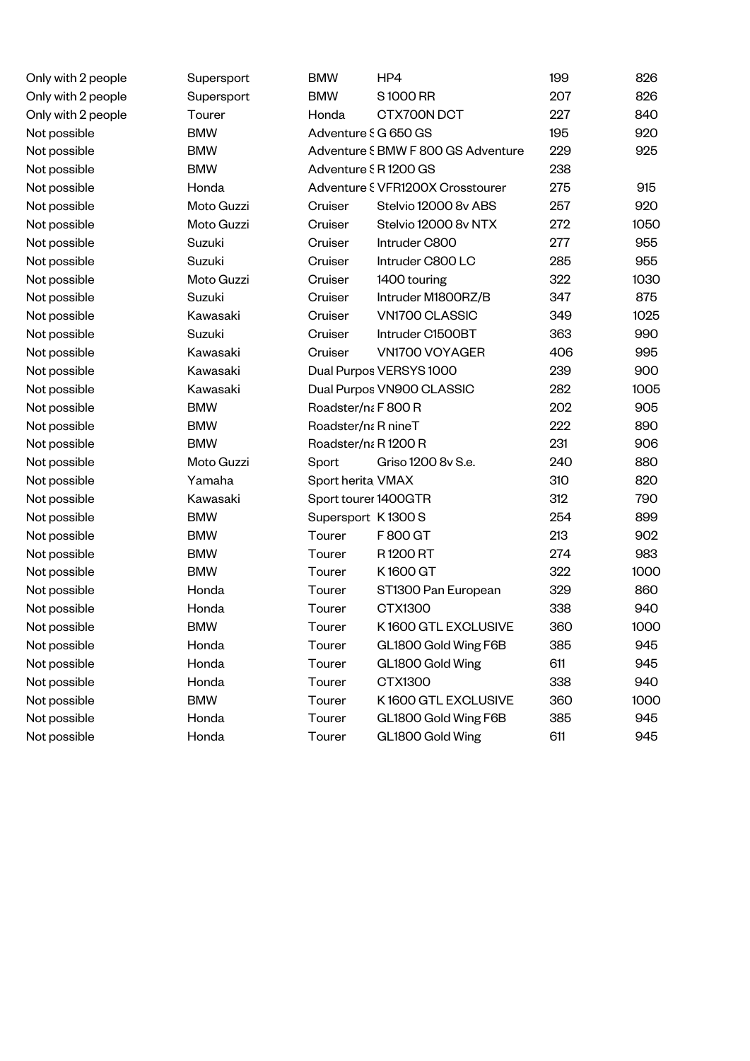| | | | | | |
|---|---|---|---|---|---|
| Only with 2 people | Supersport | BMW | HP4 | 199 | 826 |
| Only with 2 people | Supersport | BMW | S 1000 RR | 207 | 826 |
| Only with 2 people | Tourer | Honda | CTX700N DCT | 227 | 840 |
| Not possible | BMW | Adventure S | G 650 GS | 195 | 920 |
| Not possible | BMW | Adventure S | BMW F 800 GS Adventure | 229 | 925 |
| Not possible | BMW | Adventure S | R 1200 GS | 238 | |
| Not possible | Honda | Adventure S | VFR1200X Crosstourer | 275 | 915 |
| Not possible | Moto Guzzi | Cruiser | Stelvio 12000 8v ABS | 257 | 920 |
| Not possible | Moto Guzzi | Cruiser | Stelvio 12000 8v NTX | 272 | 1050 |
| Not possible | Suzuki | Cruiser | Intruder C800 | 277 | 955 |
| Not possible | Suzuki | Cruiser | Intruder C800 LC | 285 | 955 |
| Not possible | Moto Guzzi | Cruiser | 1400 touring | 322 | 1030 |
| Not possible | Suzuki | Cruiser | Intruder M1800RZ/B | 347 | 875 |
| Not possible | Kawasaki | Cruiser | VN1700 CLASSIC | 349 | 1025 |
| Not possible | Suzuki | Cruiser | Intruder C1500BT | 363 | 990 |
| Not possible | Kawasaki | Cruiser | VN1700 VOYAGER | 406 | 995 |
| Not possible | Kawasaki | Dual Purpos | VERSYS 1000 | 239 | 900 |
| Not possible | Kawasaki | Dual Purpos | VN900 CLASSIC | 282 | 1005 |
| Not possible | BMW | Roadster/na | F 800 R | 202 | 905 |
| Not possible | BMW | Roadster/na | R nineT | 222 | 890 |
| Not possible | BMW | Roadster/na | R 1200 R | 231 | 906 |
| Not possible | Moto Guzzi | Sport | Griso 1200 8v S.e. | 240 | 880 |
| Not possible | Yamaha | Sport herita | VMAX | 310 | 820 |
| Not possible | Kawasaki | Sport tourer | 1400GTR | 312 | 790 |
| Not possible | BMW | Supersport | K 1300 S | 254 | 899 |
| Not possible | BMW | Tourer | F 800 GT | 213 | 902 |
| Not possible | BMW | Tourer | R 1200 RT | 274 | 983 |
| Not possible | BMW | Tourer | K 1600 GT | 322 | 1000 |
| Not possible | Honda | Tourer | ST1300 Pan European | 329 | 860 |
| Not possible | Honda | Tourer | CTX1300 | 338 | 940 |
| Not possible | BMW | Tourer | K 1600 GTL EXCLUSIVE | 360 | 1000 |
| Not possible | Honda | Tourer | GL1800 Gold Wing F6B | 385 | 945 |
| Not possible | Honda | Tourer | GL1800 Gold Wing | 611 | 945 |
| Not possible | Honda | Tourer | CTX1300 | 338 | 940 |
| Not possible | BMW | Tourer | K 1600 GTL EXCLUSIVE | 360 | 1000 |
| Not possible | Honda | Tourer | GL1800 Gold Wing F6B | 385 | 945 |
| Not possible | Honda | Tourer | GL1800 Gold Wing | 611 | 945 |